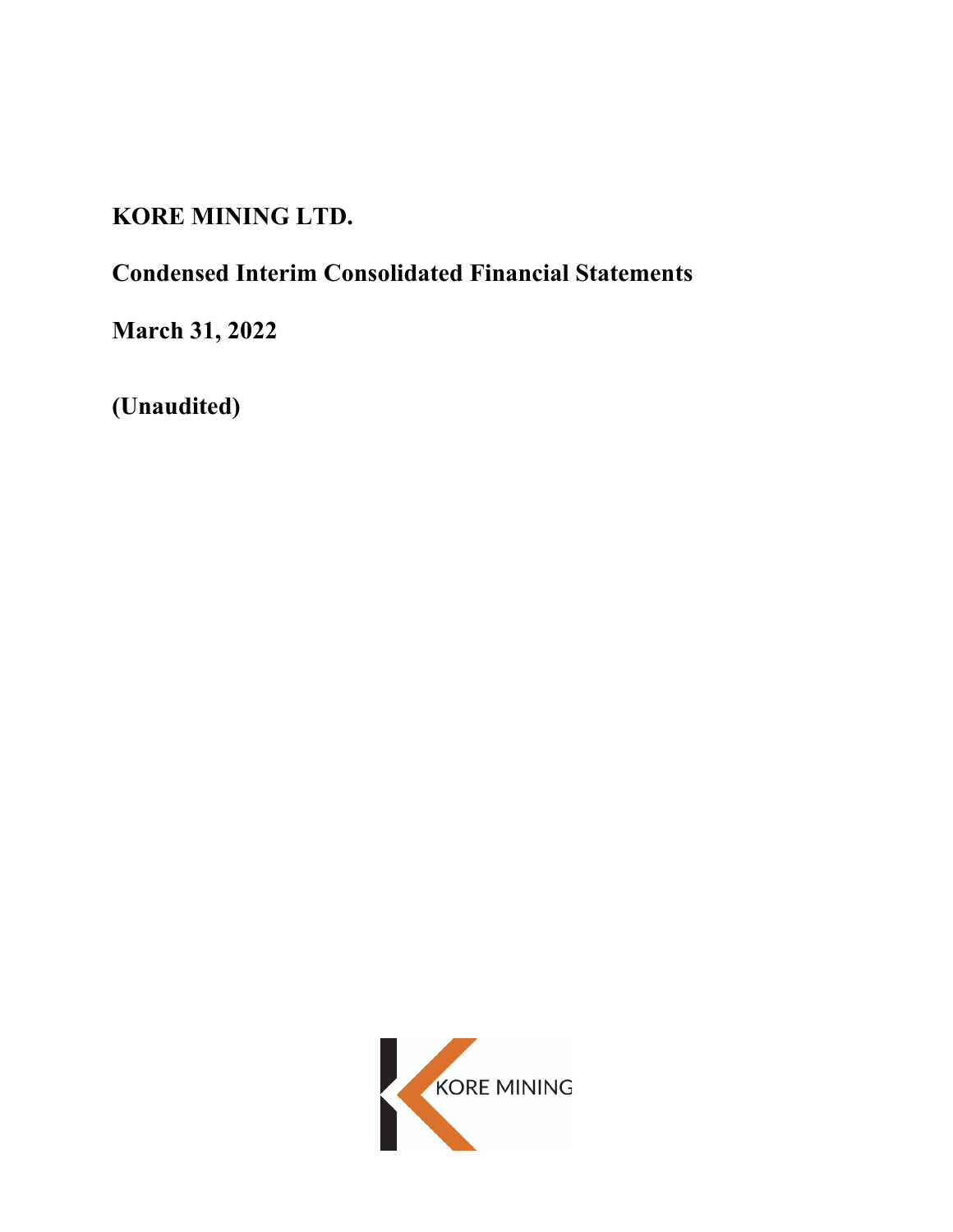# KORE MINING LTD.

## Condensed Interim Consolidated Financial Statements

## March 31, 2022

## (Unaudited)

KORE MINING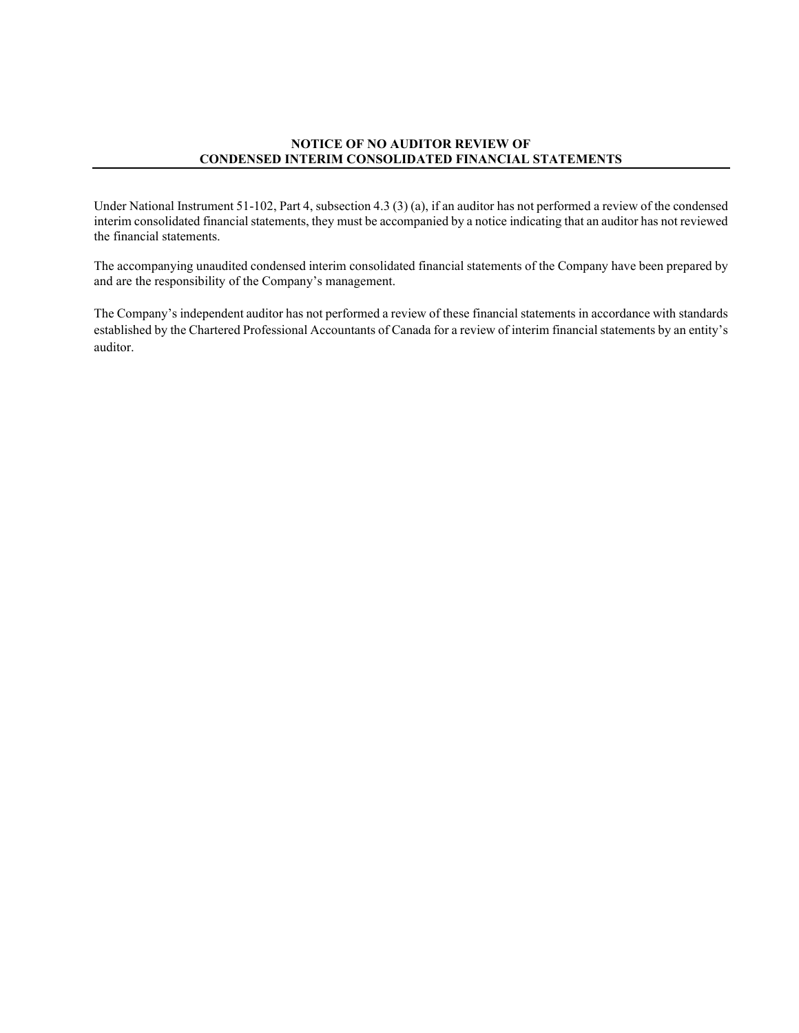## NOTICE OF NO AUDITOR REVIEW OF CONDENSED INTERIM CONSOLIDATED FINANCIAL STATEMENTS

Under National Instrument 51-102, Part 4, subsection 4.3 (3) (a), if an auditor has not performed a review of the condensed interim consolidated financial statements, they must be accompanied by a notice indicating that an auditor has not reviewed the financial statements.

The accompanying unaudited condensed interim consolidated financial statements of the Company have been prepared by and are the responsibility of the Company's management.

The Company's independent auditor has not performed a review of these financial statements in accordance with standards established by the Chartered Professional Accountants of Canada for a review of interim financial statements by an entity's auditor.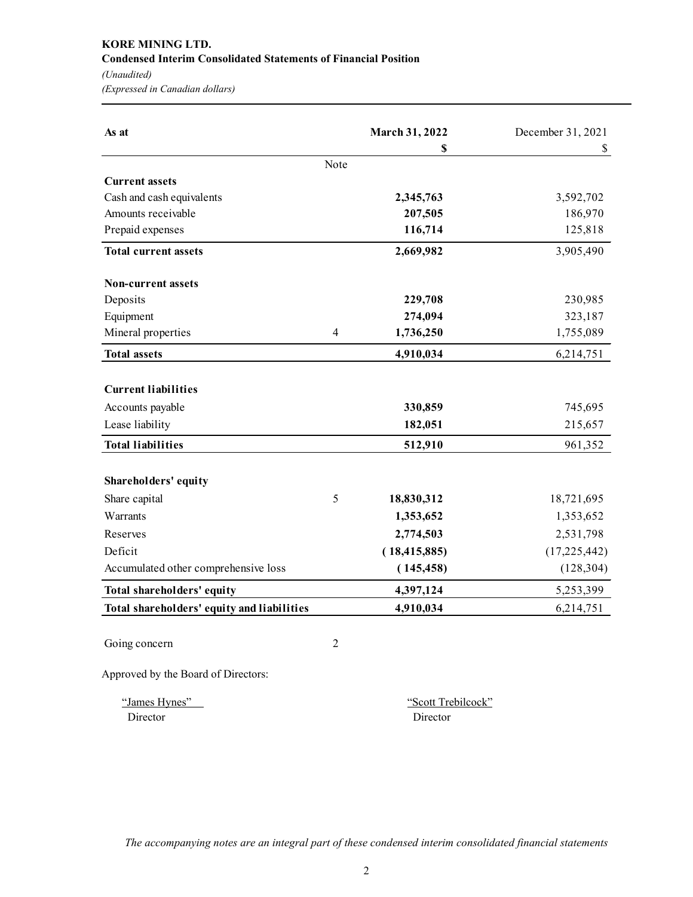**KORE MINING LTD.**
**Condensed Interim Consolidated Statements of Financial Position**
*(Unaudited)*
*(Expressed in Canadian dollars)*

| As at | Note | March 31, 2022 $ | December 31, 2021 $ |
|---|---|---|---|
| **Current assets** | | | |
| Cash and cash equivalents | | **2,345,763** | 3,592,702 |
| Amounts receivable | | **207,505** | 186,970 |
| Prepaid expenses | | **116,714** | 125,818 |
| **Total current assets** | | **2,669,982** | 3,905,490 |
| **Non-current assets** | | | |
| Deposits | | **229,708** | 230,985 |
| Equipment | | **274,094** | 323,187 |
| Mineral properties | 4 | **1,736,250** | 1,755,089 |
| **Total assets** | | **4,910,034** | 6,214,751 |
| **Current liabilities** | | | |
| Accounts payable | | **330,859** | 745,695 |
| Lease liability | | **182,051** | 215,657 |
| **Total liabilities** | | **512,910** | 961,352 |
| **Shareholders' equity** | | | |
| Share capital | 5 | **18,830,312** | 18,721,695 |
| Warrants | | **1,353,652** | 1,353,652 |
| Reserves | | **2,774,503** | 2,531,798 |
| Deficit | | **(18,415,885)** | (17,225,442) |
| Accumulated other comprehensive loss | | **(145,458)** | (128,304) |
| **Total shareholders' equity** | | **4,397,124** | 5,253,399 |
| **Total shareholders' equity and liabilities** | | **4,910,034** | 6,214,751 |

Going concern 2

Approved by the Board of Directors:

"James Hynes" Director

"Scott Trebilcock" Director

*The accompanying notes are an integral part of these condensed interim consolidated financial statements*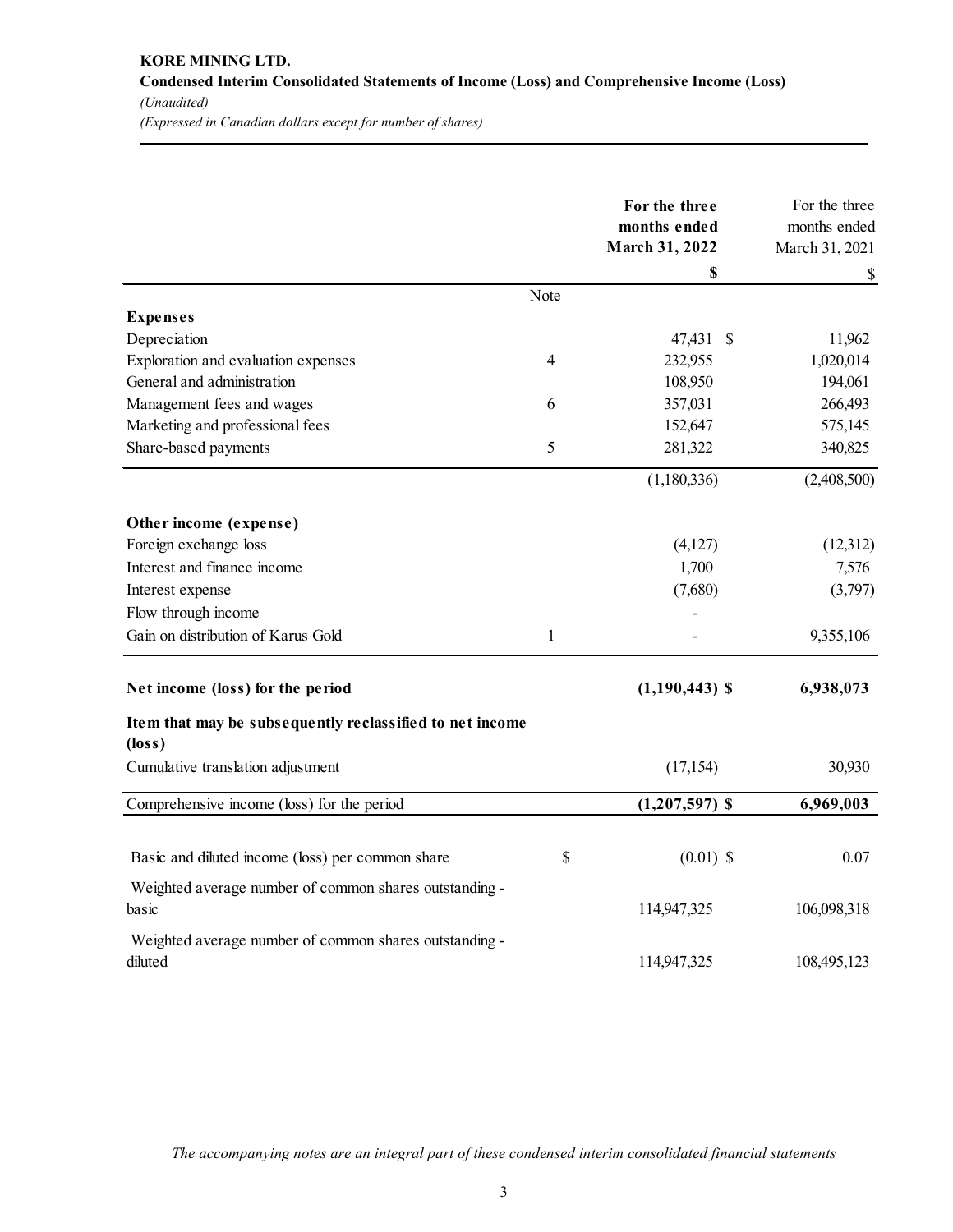**KORE MINING LTD.**

**Condensed Interim Consolidated Statements of Income (Loss) and Comprehensive Income (Loss)**

*(Unaudited)*

*(Expressed in Canadian dollars except for number of shares)*

| | Note | **For the three months ended March 31, 2022** | For the three months ended March 31, 2021 |
|---|---|---|---|
| | | **$** | $ |
| **Expenses** | | | |
| Depreciation | | 47,431 $ | 11,962 |
| Exploration and evaluation expenses | 4 | 232,955 | 1,020,014 |
| General and administration | | 108,950 | 194,061 |
| Management fees and wages | 6 | 357,031 | 266,493 |
| Marketing and professional fees | | 152,647 | 575,145 |
| Share-based payments | 5 | 281,322 | 340,825 |
| | | (1,180,336) | (2,408,500) |
| **Other income (expense)** | | | |
| Foreign exchange loss | | (4,127) | (12,312) |
| Interest and finance income | | 1,700 | 7,576 |
| Interest expense | | (7,680) | (3,797) |
| Flow through income | | - | |
| Gain on distribution of Karus Gold | 1 | - | 9,355,106 |
| **Net income (loss) for the period** | | **(1,190,443) $** | **6,938,073** |
| **Item that may be subsequently reclassified to net income (loss)** | | | |
| Cumulative translation adjustment | | (17,154) | 30,930 |
| Comprehensive income (loss) for the period | | **(1,207,597) $** | **6,969,003** |
| Basic and diluted income (loss) per common share | $ | (0.01) $ | 0.07 |
| Weighted average number of common shares outstanding - basic | | 114,947,325 | 106,098,318 |
| Weighted average number of common shares outstanding - diluted | | 114,947,325 | 108,495,123 |

*The accompanying notes are an integral part of these condensed interim consolidated financial statements*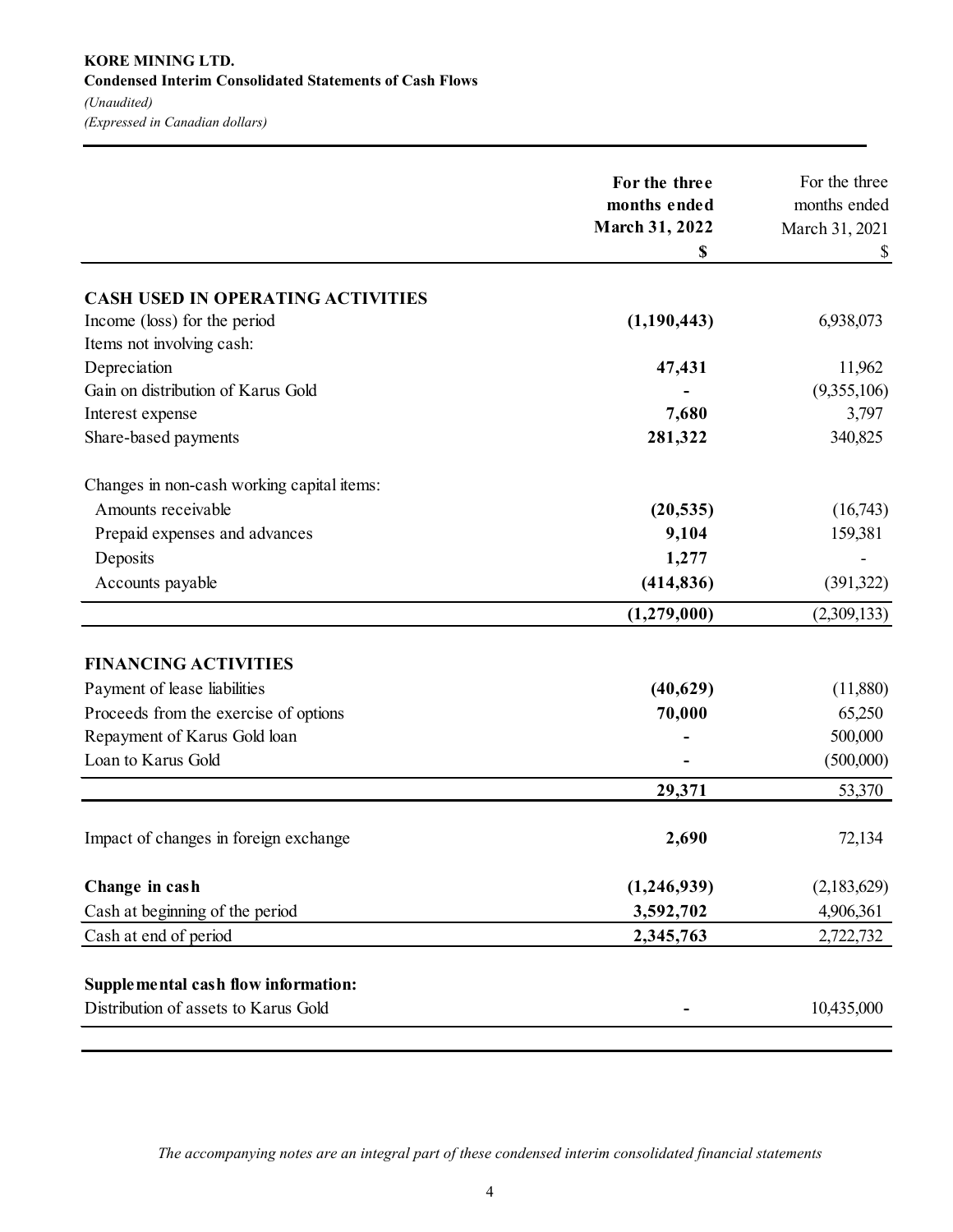**KORE MINING LTD.**
**Condensed Interim Consolidated Statements of Cash Flows**
*(Unaudited)*
*(Expressed in Canadian dollars)*

| | **For the three months ended March 31, 2022** | For the three months ended March 31, 2021 |
|---|---|---|
| | **$** | $ |
| **CASH USED IN OPERATING ACTIVITIES** | | |
| Income (loss) for the period | **(1,190,443)** | 6,938,073 |
| Items not involving cash: | | |
| Depreciation | **47,431** | 11,962 |
| Gain on distribution of Karus Gold | **-** | (9,355,106) |
| Interest expense | **7,680** | 3,797 |
| Share-based payments | **281,322** | 340,825 |
| Changes in non-cash working capital items: | | |
| Amounts receivable | **(20,535)** | (16,743) |
| Prepaid expenses and advances | **9,104** | 159,381 |
| Deposits | **1,277** | - |
| Accounts payable | **(414,836)** | (391,322) |
| | **(1,279,000)** | (2,309,133) |
| **FINANCING ACTIVITIES** | | |
| Payment of lease liabilities | **(40,629)** | (11,880) |
| Proceeds from the exercise of options | **70,000** | 65,250 |
| Repayment of Karus Gold loan | **-** | 500,000 |
| Loan to Karus Gold | **-** | (500,000) |
| | **29,371** | 53,370 |
| Impact of changes in foreign exchange | **2,690** | 72,134 |
| **Change in cash** | **(1,246,939)** | (2,183,629) |
| Cash at beginning of the period | **3,592,702** | 4,906,361 |
| Cash at end of period | **2,345,763** | 2,722,732 |
| **Supplemental cash flow information:** | | |
| Distribution of assets to Karus Gold | **-** | 10,435,000 |

*The accompanying notes are an integral part of these condensed interim consolidated financial statements*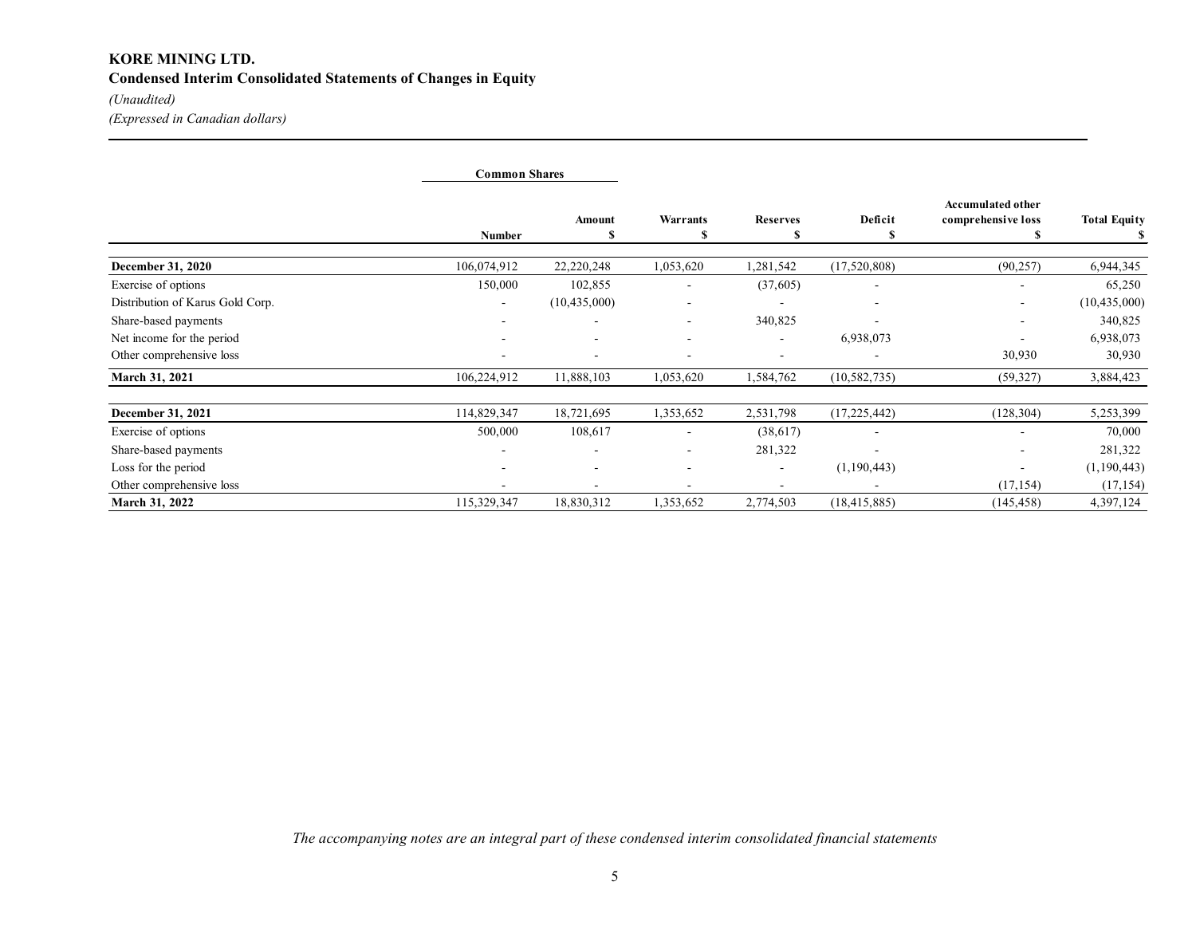**KORE MINING LTD.**

**Condensed Interim Consolidated Statements of Changes in Equity**

*(Unaudited)*

*(Expressed in Canadian dollars)*

| | Common Shares | | | | | | |
|---|---|---|---|---|---|---|---|
| | Number | Amount $ | Warrants $ | Reserves $ | Deficit $ | Accumulated other comprehensive loss $ | Total Equity $ |
| **December 31, 2020** | 106,074,912 | 22,220,248 | 1,053,620 | 1,281,542 | (17,520,808) | (90,257) | 6,944,345 |
| Exercise of options | 150,000 | 102,855 | - | (37,605) | - | - | 65,250 |
| Distribution of Karus Gold Corp. | - | (10,435,000) | - | - | - | - | (10,435,000) |
| Share-based payments | - | - | - | 340,825 | - | - | 340,825 |
| Net income for the period | - | - | - | - | 6,938,073 | - | 6,938,073 |
| Other comprehensive loss | - | - | - | - | - | 30,930 | 30,930 |
| **March 31, 2021** | 106,224,912 | 11,888,103 | 1,053,620 | 1,584,762 | (10,582,735) | (59,327) | 3,884,423 |
| | | | | | | | |
| **December 31, 2021** | 114,829,347 | 18,721,695 | 1,353,652 | 2,531,798 | (17,225,442) | (128,304) | 5,253,399 |
| Exercise of options | 500,000 | 108,617 | - | (38,617) | - | - | 70,000 |
| Share-based payments | - | - | - | 281,322 | - | - | 281,322 |
| Loss for the period | - | - | - | - | (1,190,443) | - | (1,190,443) |
| Other comprehensive loss | - | - | - | - | - | (17,154) | (17,154) |
| **March 31, 2022** | 115,329,347 | 18,830,312 | 1,353,652 | 2,774,503 | (18,415,885) | (145,458) | 4,397,124 |

*The accompanying notes are an integral part of these condensed interim consolidated financial statements*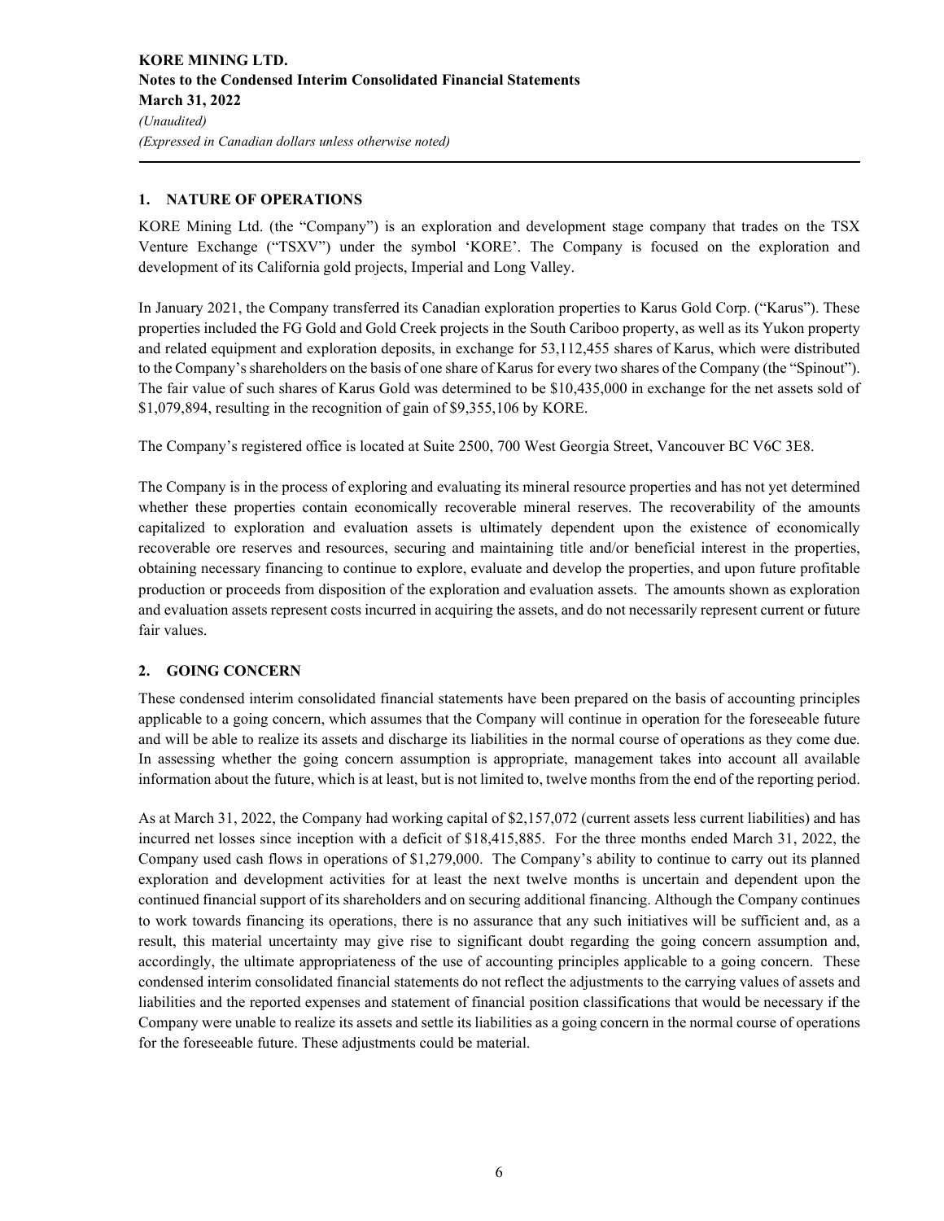## 1. NATURE OF OPERATIONS

KORE Mining Ltd. (the "Company") is an exploration and development stage company that trades on the TSX Venture Exchange ("TSXV") under the symbol 'KORE'. The Company is focused on the exploration and development of its California gold projects, Imperial and Long Valley.

In January 2021, the Company transferred its Canadian exploration properties to Karus Gold Corp. ("Karus"). These properties included the FG Gold and Gold Creek projects in the South Cariboo property, as well as its Yukon property and related equipment and exploration deposits, in exchange for 53,112,455 shares of Karus, which were distributed to the Company's shareholders on the basis of one share of Karus for every two shares of the Company (the "Spinout"). The fair value of such shares of Karus Gold was determined to be $10,435,000 in exchange for the net assets sold of $1,079,894, resulting in the recognition of gain of $9,355,106 by KORE.

The Company's registered office is located at Suite 2500, 700 West Georgia Street, Vancouver BC V6C 3E8.

The Company is in the process of exploring and evaluating its mineral resource properties and has not yet determined whether these properties contain economically recoverable mineral reserves. The recoverability of the amounts capitalized to exploration and evaluation assets is ultimately dependent upon the existence of economically recoverable ore reserves and resources, securing and maintaining title and/or beneficial interest in the properties, obtaining necessary financing to continue to explore, evaluate and develop the properties, and upon future profitable production or proceeds from disposition of the exploration and evaluation assets. The amounts shown as exploration and evaluation assets represent costs incurred in acquiring the assets, and do not necessarily represent current or future fair values.

## 2. GOING CONCERN

These condensed interim consolidated financial statements have been prepared on the basis of accounting principles applicable to a going concern, which assumes that the Company will continue in operation for the foreseeable future and will be able to realize its assets and discharge its liabilities in the normal course of operations as they come due. In assessing whether the going concern assumption is appropriate, management takes into account all available information about the future, which is at least, but is not limited to, twelve months from the end of the reporting period.

As at March 31, 2022, the Company had working capital of $2,157,072 (current assets less current liabilities) and has incurred net losses since inception with a deficit of $18,415,885. For the three months ended March 31, 2022, the Company used cash flows in operations of $1,279,000. The Company's ability to continue to carry out its planned exploration and development activities for at least the next twelve months is uncertain and dependent upon the continued financial support of its shareholders and on securing additional financing. Although the Company continues to work towards financing its operations, there is no assurance that any such initiatives will be sufficient and, as a result, this material uncertainty may give rise to significant doubt regarding the going concern assumption and, accordingly, the ultimate appropriateness of the use of accounting principles applicable to a going concern. These condensed interim consolidated financial statements do not reflect the adjustments to the carrying values of assets and liabilities and the reported expenses and statement of financial position classifications that would be necessary if the Company were unable to realize its assets and settle its liabilities as a going concern in the normal course of operations for the foreseeable future. These adjustments could be material.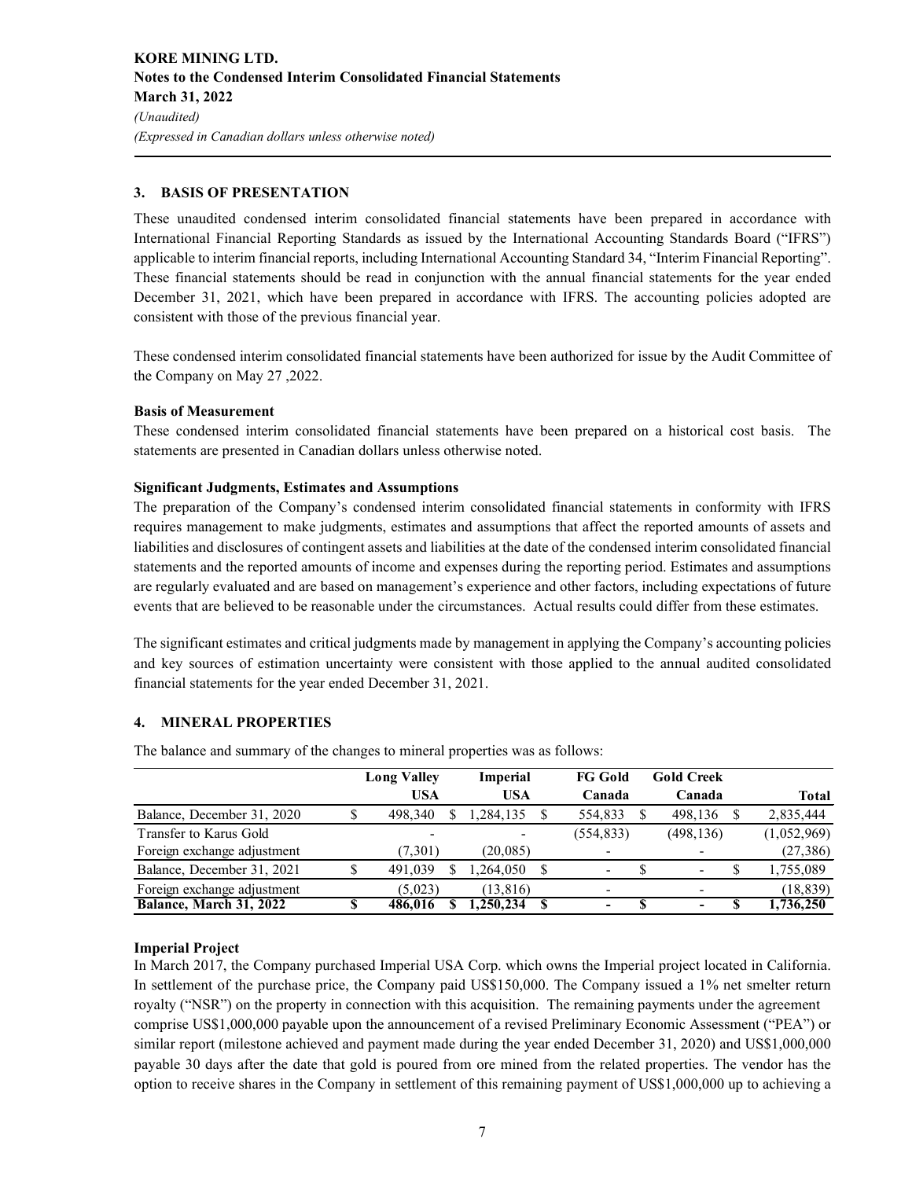## 3. BASIS OF PRESENTATION

These unaudited condensed interim consolidated financial statements have been prepared in accordance with International Financial Reporting Standards as issued by the International Accounting Standards Board ("IFRS") applicable to interim financial reports, including International Accounting Standard 34, "Interim Financial Reporting". These financial statements should be read in conjunction with the annual financial statements for the year ended December 31, 2021, which have been prepared in accordance with IFRS. The accounting policies adopted are consistent with those of the previous financial year.

These condensed interim consolidated financial statements have been authorized for issue by the Audit Committee of the Company on May 27 ,2022.

**Basis of Measurement**

These condensed interim consolidated financial statements have been prepared on a historical cost basis. The statements are presented in Canadian dollars unless otherwise noted.

**Significant Judgments, Estimates and Assumptions**

The preparation of the Company's condensed interim consolidated financial statements in conformity with IFRS requires management to make judgments, estimates and assumptions that affect the reported amounts of assets and liabilities and disclosures of contingent assets and liabilities at the date of the condensed interim consolidated financial statements and the reported amounts of income and expenses during the reporting period. Estimates and assumptions are regularly evaluated and are based on management's experience and other factors, including expectations of future events that are believed to be reasonable under the circumstances. Actual results could differ from these estimates.

The significant estimates and critical judgments made by management in applying the Company's accounting policies and key sources of estimation uncertainty were consistent with those applied to the annual audited consolidated financial statements for the year ended December 31, 2021.

## 4. MINERAL PROPERTIES

The balance and summary of the changes to mineral properties was as follows:

| | Long Valley USA | Imperial USA | FG Gold Canada | Gold Creek Canada | Total |
|---|---|---|---|---|---|
| Balance, December 31, 2020 | $ 498,340 | $ 1,284,135 | $ 554,833 | $ 498,136 | $ 2,835,444 |
| Transfer to Karus Gold | - | - | (554,833) | (498,136) | (1,052,969) |
| Foreign exchange adjustment | (7,301) | (20,085) | - | - | (27,386) |
| Balance, December 31, 2021 | $ 491,039 | $ 1,264,050 | $ - | $ - | $ 1,755,089 |
| Foreign exchange adjustment | (5,023) | (13,816) | - | - | (18,839) |
| **Balance, March 31, 2022** | **$ 486,016** | **$ 1,250,234** | **$ -** | **$ -** | **$ 1,736,250** |

**Imperial Project**

In March 2017, the Company purchased Imperial USA Corp. which owns the Imperial project located in California. In settlement of the purchase price, the Company paid US$150,000. The Company issued a 1% net smelter return royalty ("NSR") on the property in connection with this acquisition. The remaining payments under the agreement comprise US$1,000,000 payable upon the announcement of a revised Preliminary Economic Assessment ("PEA") or similar report (milestone achieved and payment made during the year ended December 31, 2020) and US$1,000,000 payable 30 days after the date that gold is poured from ore mined from the related properties. The vendor has the option to receive shares in the Company in settlement of this remaining payment of US$1,000,000 up to achieving a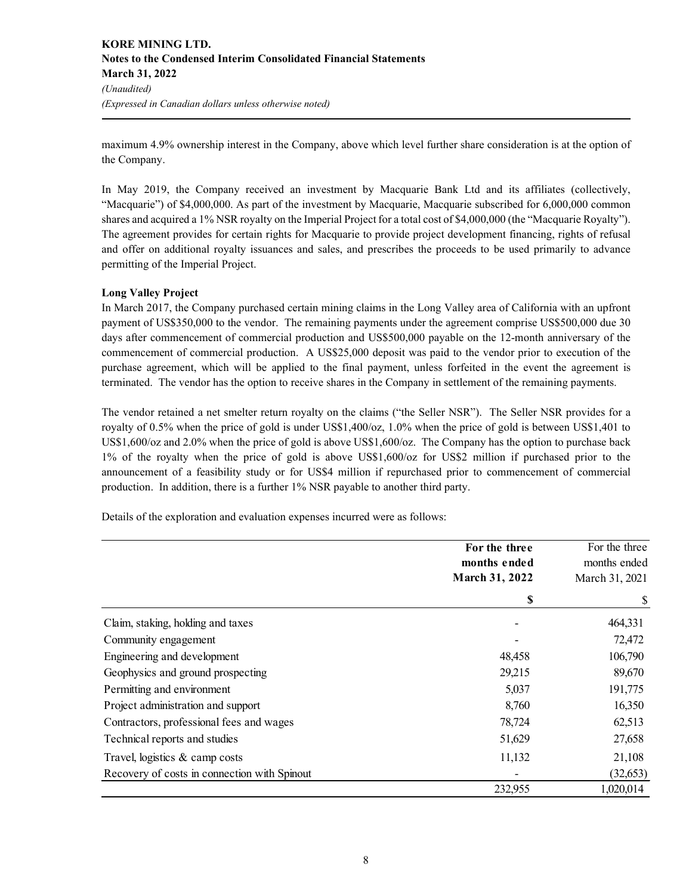maximum 4.9% ownership interest in the Company, above which level further share consideration is at the option of the Company.

In May 2019, the Company received an investment by Macquarie Bank Ltd and its affiliates (collectively, "Macquarie") of $4,000,000. As part of the investment by Macquarie, Macquarie subscribed for 6,000,000 common shares and acquired a 1% NSR royalty on the Imperial Project for a total cost of $4,000,000 (the "Macquarie Royalty"). The agreement provides for certain rights for Macquarie to provide project development financing, rights of refusal and offer on additional royalty issuances and sales, and prescribes the proceeds to be used primarily to advance permitting of the Imperial Project.

**Long Valley Project**

In March 2017, the Company purchased certain mining claims in the Long Valley area of California with an upfront payment of US$350,000 to the vendor. The remaining payments under the agreement comprise US$500,000 due 30 days after commencement of commercial production and US$500,000 payable on the 12-month anniversary of the commencement of commercial production. A US$25,000 deposit was paid to the vendor prior to execution of the purchase agreement, which will be applied to the final payment, unless forfeited in the event the agreement is terminated. The vendor has the option to receive shares in the Company in settlement of the remaining payments.

The vendor retained a net smelter return royalty on the claims ("the Seller NSR"). The Seller NSR provides for a royalty of 0.5% when the price of gold is under US$1,400/oz, 1.0% when the price of gold is between US$1,401 to US$1,600/oz and 2.0% when the price of gold is above US$1,600/oz. The Company has the option to purchase back 1% of the royalty when the price of gold is above US$1,600/oz for US$2 million if purchased prior to the announcement of a feasibility study or for US$4 million if repurchased prior to commencement of commercial production. In addition, there is a further 1% NSR payable to another third party.

Details of the exploration and evaluation expenses incurred were as follows:

| | **For the three months ended March 31, 2022** | For the three months ended March 31, 2021 |
|---|---|---|
| | **$** | $ |
| Claim, staking, holding and taxes | - | 464,331 |
| Community engagement | - | 72,472 |
| Engineering and development | 48,458 | 106,790 |
| Geophysics and ground prospecting | 29,215 | 89,670 |
| Permitting and environment | 5,037 | 191,775 |
| Project administration and support | 8,760 | 16,350 |
| Contractors, professional fees and wages | 78,724 | 62,513 |
| Technical reports and studies | 51,629 | 27,658 |
| Travel, logistics & camp costs | 11,132 | 21,108 |
| Recovery of costs in connection with Spinout | - | (32,653) |
| | 232,955 | 1,020,014 |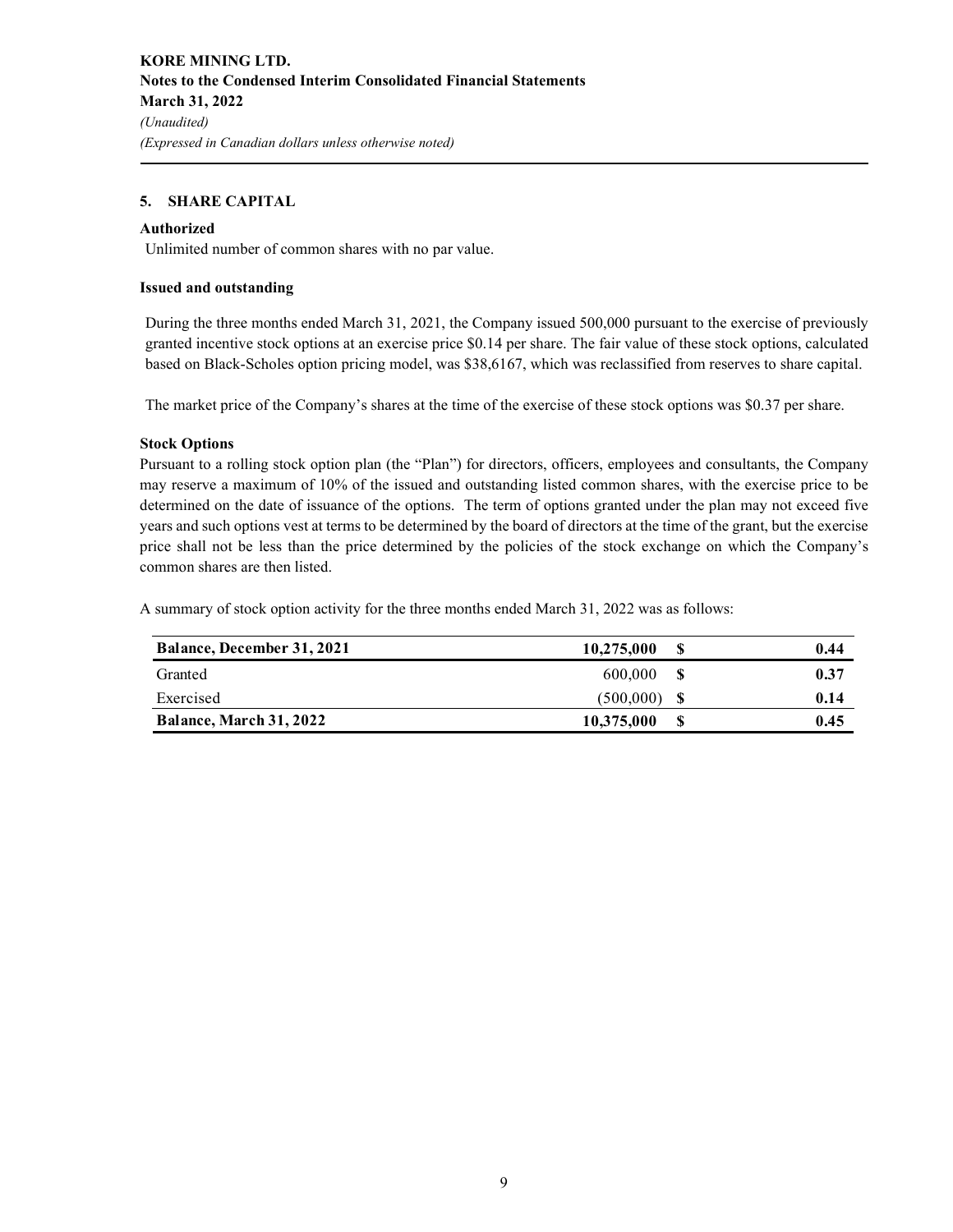## 5. SHARE CAPITAL

### Authorized

Unlimited number of common shares with no par value.

### Issued and outstanding

During the three months ended March 31, 2021, the Company issued 500,000 pursuant to the exercise of previously granted incentive stock options at an exercise price $0.14 per share. The fair value of these stock options, calculated based on Black-Scholes option pricing model, was $38,6167, which was reclassified from reserves to share capital.

The market price of the Company's shares at the time of the exercise of these stock options was $0.37 per share.

### Stock Options

Pursuant to a rolling stock option plan (the "Plan") for directors, officers, employees and consultants, the Company may reserve a maximum of 10% of the issued and outstanding listed common shares, with the exercise price to be determined on the date of issuance of the options. The term of options granted under the plan may not exceed five years and such options vest at terms to be determined by the board of directors at the time of the grant, but the exercise price shall not be less than the price determined by the policies of the stock exchange on which the Company's common shares are then listed.

A summary of stock option activity for the three months ended March 31, 2022 was as follows:

| | | | |
|---|---|---|---|
| **Balance, December 31, 2021** | **10,275,000** | **$** | **0.44** |
| Granted | 600,000 | **$** | **0.37** |
| Exercised | (500,000) | **$** | **0.14** |
| **Balance, March 31, 2022** | **10,375,000** | **$** | **0.45** |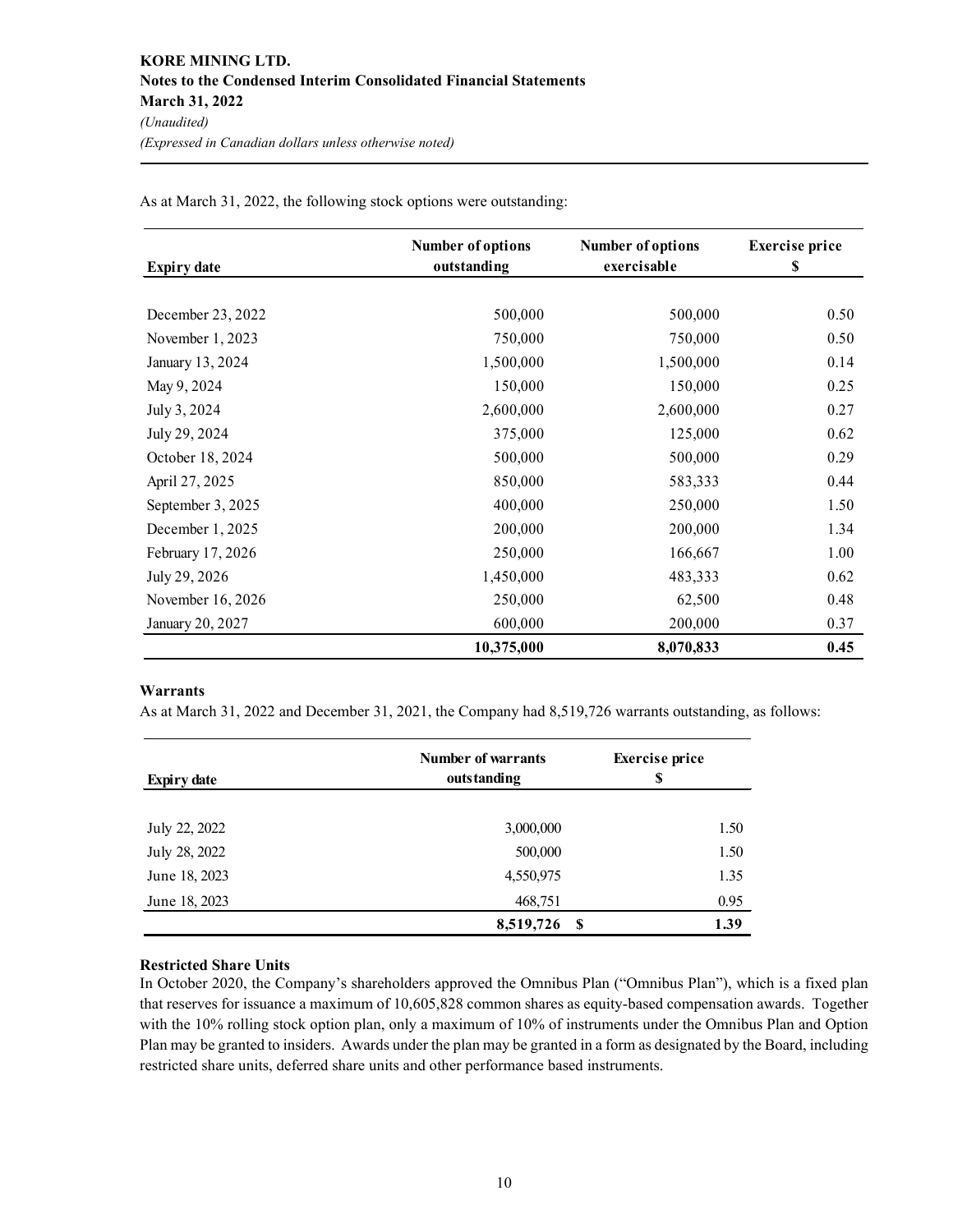As at March 31, 2022, the following stock options were outstanding:

| Expiry date | Number of options outstanding | Number of options exercisable | Exercise price $ |
|---|---|---|---|
| December 23, 2022 | 500,000 | 500,000 | 0.50 |
| November 1, 2023 | 750,000 | 750,000 | 0.50 |
| January 13, 2024 | 1,500,000 | 1,500,000 | 0.14 |
| May 9, 2024 | 150,000 | 150,000 | 0.25 |
| July 3, 2024 | 2,600,000 | 2,600,000 | 0.27 |
| July 29, 2024 | 375,000 | 125,000 | 0.62 |
| October 18, 2024 | 500,000 | 500,000 | 0.29 |
| April 27, 2025 | 850,000 | 583,333 | 0.44 |
| September 3, 2025 | 400,000 | 250,000 | 1.50 |
| December 1, 2025 | 200,000 | 200,000 | 1.34 |
| February 17, 2026 | 250,000 | 166,667 | 1.00 |
| July 29, 2026 | 1,450,000 | 483,333 | 0.62 |
| November 16, 2026 | 250,000 | 62,500 | 0.48 |
| January 20, 2027 | 600,000 | 200,000 | 0.37 |
| | **10,375,000** | **8,070,833** | **0.45** |

### Warrants

As at March 31, 2022 and December 31, 2021, the Company had 8,519,726 warrants outstanding, as follows:

| Expiry date | Number of warrants outstanding | Exercise price $ |
|---|---|---|
| July 22, 2022 | 3,000,000 | 1.50 |
| July 28, 2022 | 500,000 | 1.50 |
| June 18, 2023 | 4,550,975 | 1.35 |
| June 18, 2023 | 468,751 | 0.95 |
| | **8,519,726** | **$ 1.39** |

### Restricted Share Units

In October 2020, the Company's shareholders approved the Omnibus Plan ("Omnibus Plan"), which is a fixed plan that reserves for issuance a maximum of 10,605,828 common shares as equity-based compensation awards. Together with the 10% rolling stock option plan, only a maximum of 10% of instruments under the Omnibus Plan and Option Plan may be granted to insiders. Awards under the plan may be granted in a form as designated by the Board, including restricted share units, deferred share units and other performance based instruments.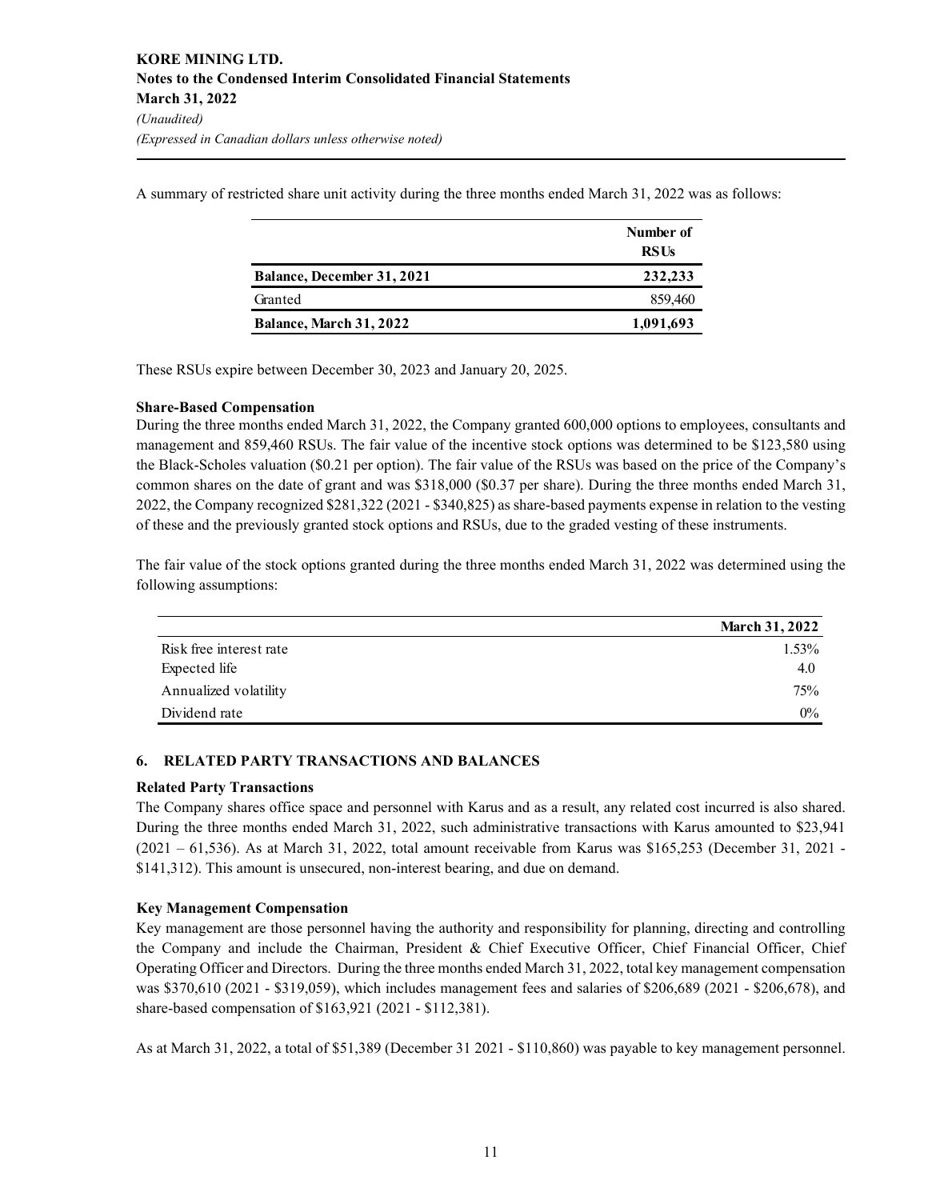A summary of restricted share unit activity during the three months ended March 31, 2022 was as follows:

| | Number of RSUs |
|---|---|
| **Balance, December 31, 2021** | **232,233** |
| Granted | 859,460 |
| **Balance, March 31, 2022** | **1,091,693** |

These RSUs expire between December 30, 2023 and January 20, 2025.

**Share-Based Compensation**

During the three months ended March 31, 2022, the Company granted 600,000 options to employees, consultants and management and 859,460 RSUs. The fair value of the incentive stock options was determined to be $123,580 using the Black-Scholes valuation ($0.21 per option). The fair value of the RSUs was based on the price of the Company's common shares on the date of grant and was $318,000 ($0.37 per share). During the three months ended March 31, 2022, the Company recognized $281,322 (2021 - $340,825) as share-based payments expense in relation to the vesting of these and the previously granted stock options and RSUs, due to the graded vesting of these instruments.

The fair value of the stock options granted during the three months ended March 31, 2022 was determined using the following assumptions:

| | March 31, 2022 |
|---|---|
| Risk free interest rate | 1.53% |
| Expected life | 4.0 |
| Annualized volatility | 75% |
| Dividend rate | 0% |

## 6. RELATED PARTY TRANSACTIONS AND BALANCES

**Related Party Transactions**

The Company shares office space and personnel with Karus and as a result, any related cost incurred is also shared. During the three months ended March 31, 2022, such administrative transactions with Karus amounted to $23,941 (2021 – 61,536). As at March 31, 2022, total amount receivable from Karus was $165,253 (December 31, 2021 - $141,312). This amount is unsecured, non-interest bearing, and due on demand.

**Key Management Compensation**

Key management are those personnel having the authority and responsibility for planning, directing and controlling the Company and include the Chairman, President & Chief Executive Officer, Chief Financial Officer, Chief Operating Officer and Directors. During the three months ended March 31, 2022, total key management compensation was $370,610 (2021 - $319,059), which includes management fees and salaries of $206,689 (2021 - $206,678), and share-based compensation of $163,921 (2021 - $112,381).

As at March 31, 2022, a total of $51,389 (December 31 2021 - $110,860) was payable to key management personnel.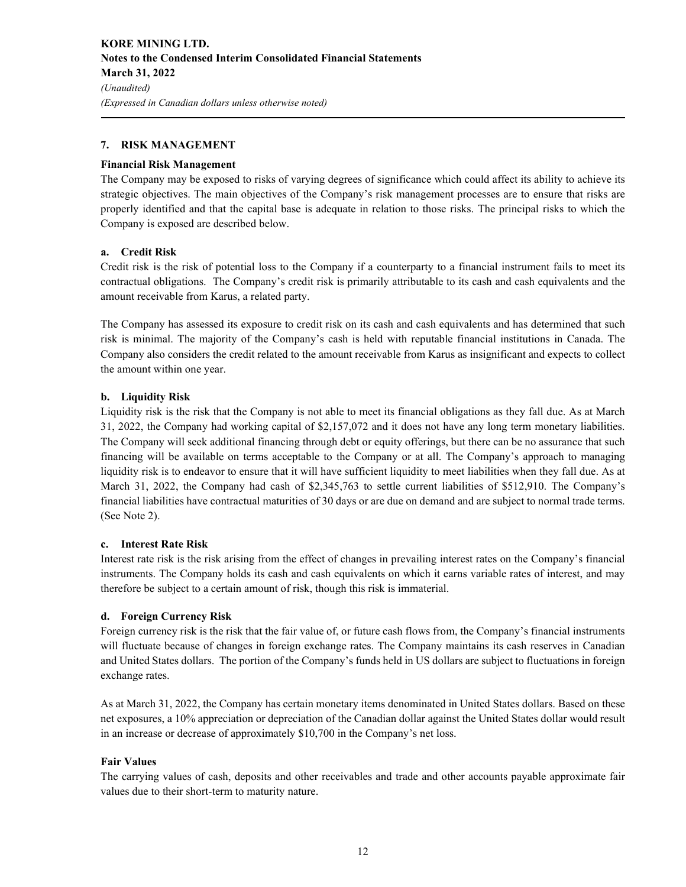## 7. RISK MANAGEMENT

### Financial Risk Management

The Company may be exposed to risks of varying degrees of significance which could affect its ability to achieve its strategic objectives. The main objectives of the Company's risk management processes are to ensure that risks are properly identified and that the capital base is adequate in relation to those risks. The principal risks to which the Company is exposed are described below.

### a. Credit Risk

Credit risk is the risk of potential loss to the Company if a counterparty to a financial instrument fails to meet its contractual obligations. The Company's credit risk is primarily attributable to its cash and cash equivalents and the amount receivable from Karus, a related party.

The Company has assessed its exposure to credit risk on its cash and cash equivalents and has determined that such risk is minimal. The majority of the Company's cash is held with reputable financial institutions in Canada. The Company also considers the credit related to the amount receivable from Karus as insignificant and expects to collect the amount within one year.

### b. Liquidity Risk

Liquidity risk is the risk that the Company is not able to meet its financial obligations as they fall due. As at March 31, 2022, the Company had working capital of $2,157,072 and it does not have any long term monetary liabilities. The Company will seek additional financing through debt or equity offerings, but there can be no assurance that such financing will be available on terms acceptable to the Company or at all. The Company's approach to managing liquidity risk is to endeavor to ensure that it will have sufficient liquidity to meet liabilities when they fall due. As at March 31, 2022, the Company had cash of $2,345,763 to settle current liabilities of $512,910. The Company's financial liabilities have contractual maturities of 30 days or are due on demand and are subject to normal trade terms. (See Note 2).

### c. Interest Rate Risk

Interest rate risk is the risk arising from the effect of changes in prevailing interest rates on the Company's financial instruments. The Company holds its cash and cash equivalents on which it earns variable rates of interest, and may therefore be subject to a certain amount of risk, though this risk is immaterial.

### d. Foreign Currency Risk

Foreign currency risk is the risk that the fair value of, or future cash flows from, the Company's financial instruments will fluctuate because of changes in foreign exchange rates. The Company maintains its cash reserves in Canadian and United States dollars. The portion of the Company's funds held in US dollars are subject to fluctuations in foreign exchange rates.

As at March 31, 2022, the Company has certain monetary items denominated in United States dollars. Based on these net exposures, a 10% appreciation or depreciation of the Canadian dollar against the United States dollar would result in an increase or decrease of approximately $10,700 in the Company's net loss.

### Fair Values

The carrying values of cash, deposits and other receivables and trade and other accounts payable approximate fair values due to their short-term to maturity nature.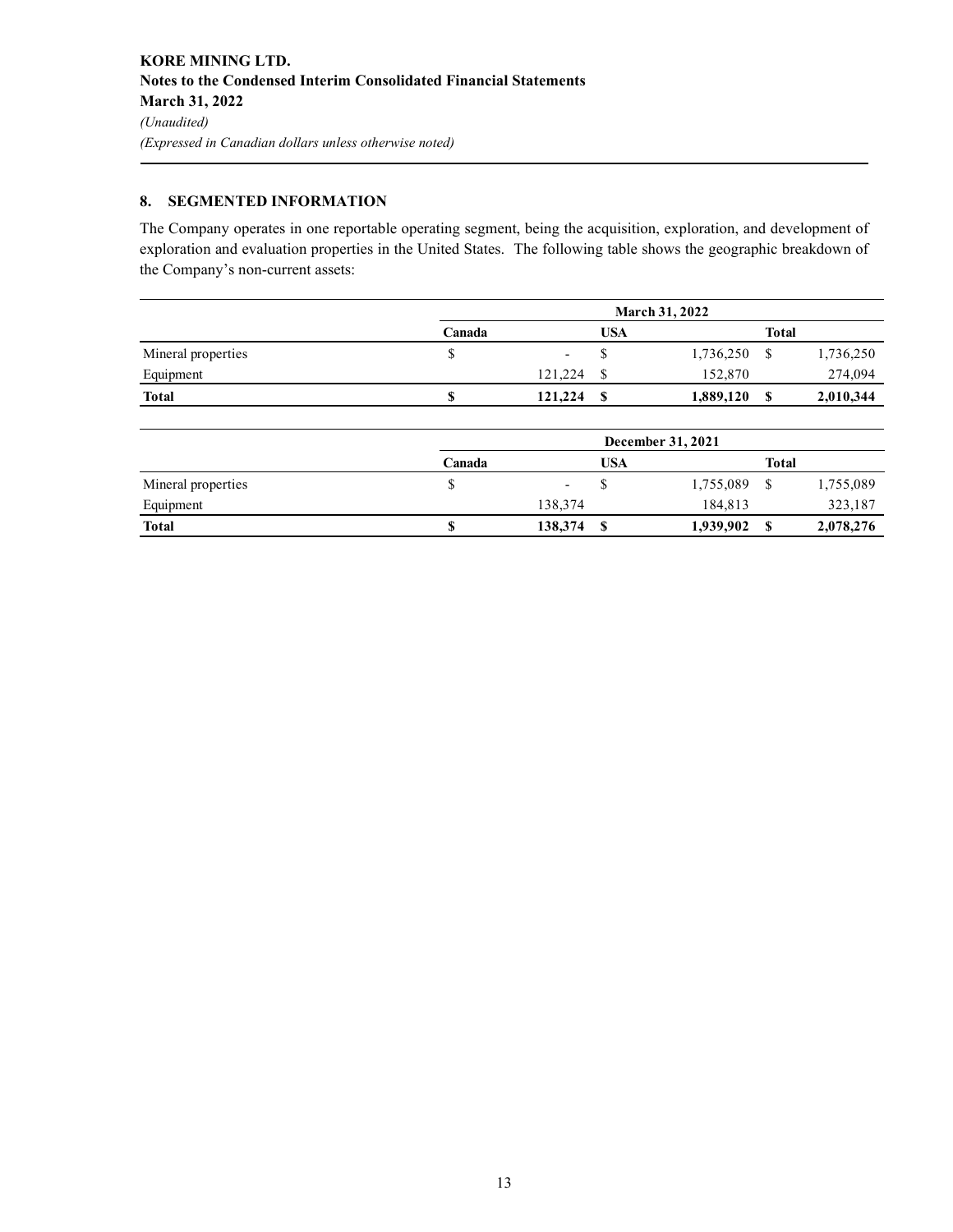## 8. SEGMENTED INFORMATION

The Company operates in one reportable operating segment, being the acquisition, exploration, and development of exploration and evaluation properties in the United States. The following table shows the geographic breakdown of the Company's non-current assets:

| | March 31, 2022 | | |
|---|---|---|---|
| | Canada | USA | Total |
| Mineral properties | $ - | $ 1,736,250 | $ 1,736,250 |
| Equipment | 121,224 | $ 152,870 | 274,094 |
| **Total** | **$ 121,224** | **$ 1,889,120** | **$ 2,010,344** |

| | December 31, 2021 | | |
|---|---|---|---|
| | Canada | USA | Total |
| Mineral properties | $ - | $ 1,755,089 | $ 1,755,089 |
| Equipment | 138,374 | 184,813 | 323,187 |
| **Total** | **$ 138,374** | **$ 1,939,902** | **$ 2,078,276** |